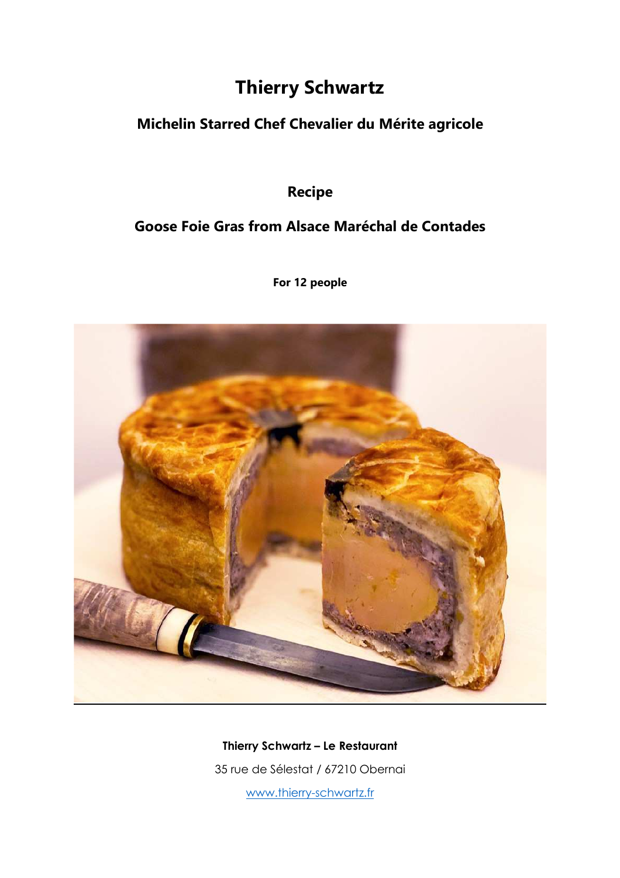# Thierry Schwartz

## Michelin Starred Chef Chevalier du Mérite agricole

## Recipe

## Goose Foie Gras from Alsace Maréchal de Contades

**For 12 people**

**Thierry Schwartz – Le Restaurant**

35 rue de Sélestat / 67210 Obernai

www.thierry-schwartz.fr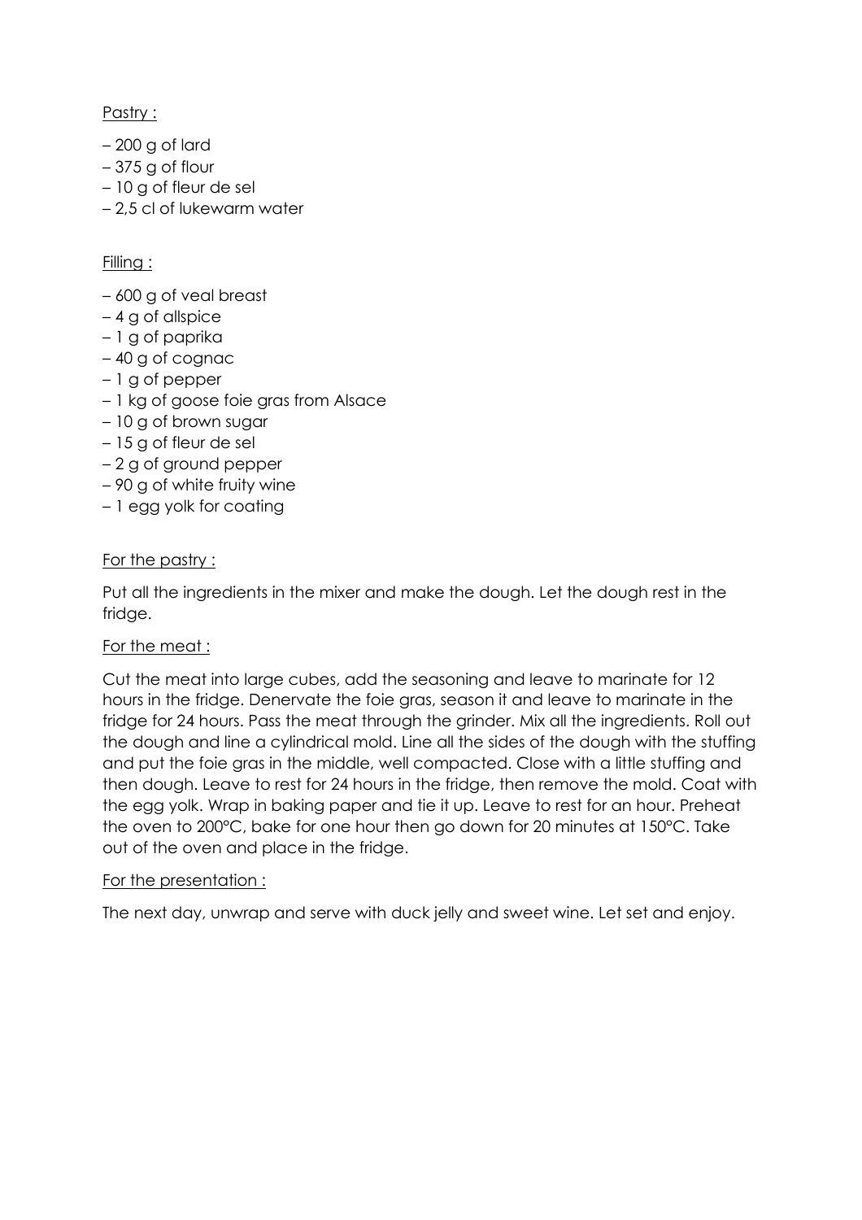Pastry :

– 200 g of lard
– 375 g of flour
– 10 g of fleur de sel
– 2,5 cl of lukewarm water

Filling :

– 600 g of veal breast
– 4 g of allspice
– 1 g of paprika
– 40 g of cognac
– 1 g of pepper
– 1 kg of goose foie gras from Alsace
– 10 g of brown sugar
– 15 g of fleur de sel
– 2 g of ground pepper
– 90 g of white fruity wine
– 1 egg yolk for coating

For the pastry :

Put all the ingredients in the mixer and make the dough. Let the dough rest in the fridge.

For the meat :

Cut the meat into large cubes, add the seasoning and leave to marinate for 12 hours in the fridge. Denervate the foie gras, season it and leave to marinate in the fridge for 24 hours. Pass the meat through the grinder. Mix all the ingredients. Roll out the dough and line a cylindrical mold. Line all the sides of the dough with the stuffing and put the foie gras in the middle, well compacted. Close with a little stuffing and then dough. Leave to rest for 24 hours in the fridge, then remove the mold. Coat with the egg yolk. Wrap in baking paper and tie it up. Leave to rest for an hour. Preheat the oven to 200°C, bake for one hour then go down for 20 minutes at 150°C. Take out of the oven and place in the fridge.

For the presentation :

The next day, unwrap and serve with duck jelly and sweet wine. Let set and enjoy.